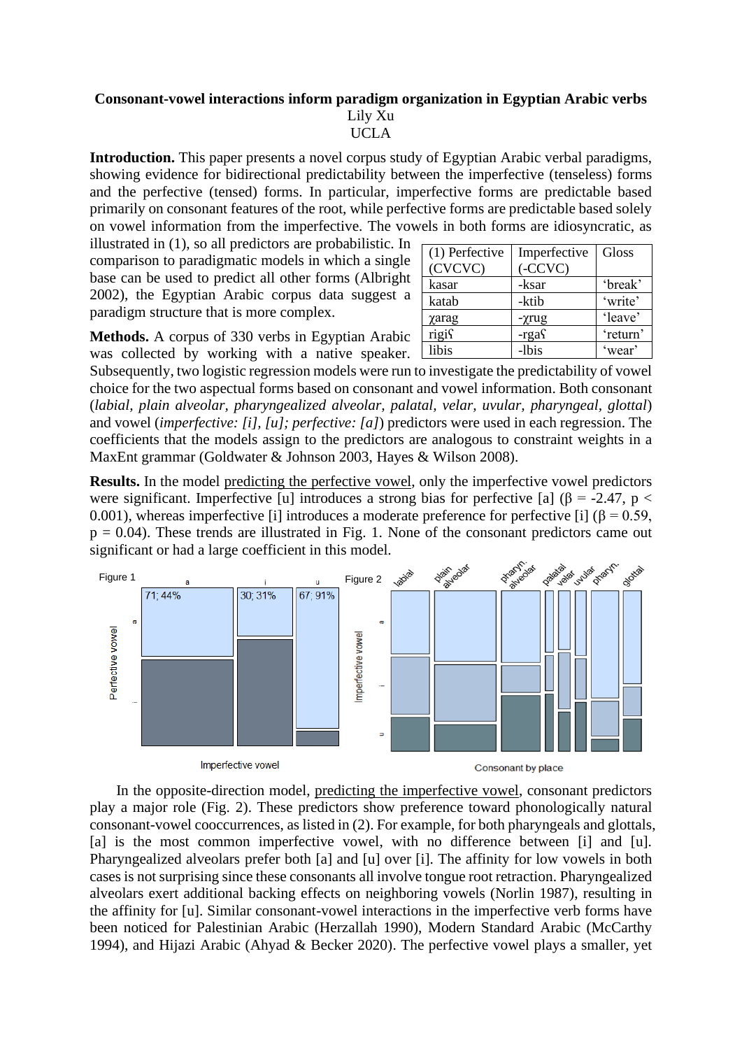# Consonant-vowel interactions inform paradigm organization in Egyptian Arabic verbs

Lily Xu

UCLA

**Introduction.** This paper presents a novel corpus study of Egyptian Arabic verbal paradigms, showing evidence for bidirectional predictability between the imperfective (tenseless) forms and the perfective (tensed) forms. In particular, imperfective forms are predictable based primarily on consonant features of the root, while perfective forms are predictable based solely on vowel information from the imperfective. The vowels in both forms are idiosyncratic, as illustrated in (1), so all predictors are probabilistic. In comparison to paradigmatic models in which a single base can be used to predict all other forms (Albright 2002), the Egyptian Arabic corpus data suggest a paradigm structure that is more complex.

| (1) Perfective (CVCVC) | Imperfective (-CCVC) | Gloss |
|---|---|---|
| kasar | -ksar | 'break' |
| katab | -ktib | 'write' |
| χarag | -χrug | 'leave' |
| rigiʕ | -rgaʕ | 'return' |
| libis | -lbis | 'wear' |

**Methods.** A corpus of 330 verbs in Egyptian Arabic was collected by working with a native speaker. Subsequently, two logistic regression models were run to investigate the predictability of vowel choice for the two aspectual forms based on consonant and vowel information. Both consonant (*labial, plain alveolar, pharyngealized alveolar, palatal, velar, uvular, pharyngeal, glottal*) and vowel (*imperfective: [i], [u]; perfective: [a]*) predictors were used in each regression. The coefficients that the models assign to the predictors are analogous to constraint weights in a MaxEnt grammar (Goldwater & Johnson 2003, Hayes & Wilson 2008).

**Results.** In the model predicting the perfective vowel, only the imperfective vowel predictors were significant. Imperfective [u] introduces a strong bias for perfective [a] ($\beta = -2.47$, $p < 0.001$), whereas imperfective [i] introduces a moderate preference for perfective [i] ($\beta = 0.59$, $p = 0.04$). These trends are illustrated in Fig. 1. None of the consonant predictors came out significant or had a large coefficient in this model.

Figure 1

Figure 2

In the opposite-direction model, predicting the imperfective vowel, consonant predictors play a major role (Fig. 2). These predictors show preference toward phonologically natural consonant-vowel cooccurrences, as listed in (2). For example, for both pharyngeals and glottals, [a] is the most common imperfective vowel, with no difference between [i] and [u]. Pharyngealized alveolars prefer both [a] and [u] over [i]. The affinity for low vowels in both cases is not surprising since these consonants all involve tongue root retraction. Pharyngealized alveolars exert additional backing effects on neighboring vowels (Norlin 1987), resulting in the affinity for [u]. Similar consonant-vowel interactions in the imperfective verb forms have been noticed for Palestinian Arabic (Herzallah 1990), Modern Standard Arabic (McCarthy 1994), and Hijazi Arabic (Ahyad & Becker 2020). The perfective vowel plays a smaller, yet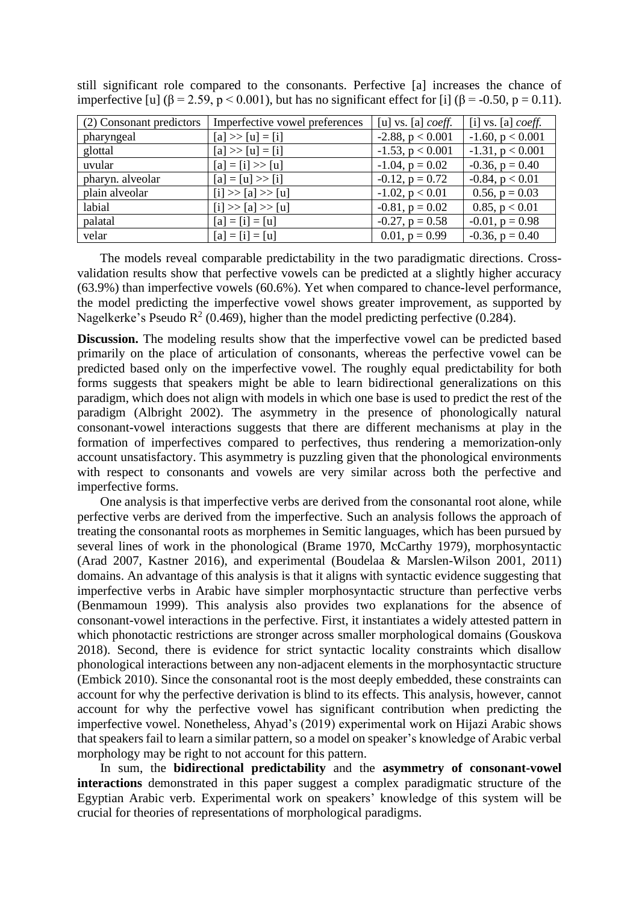still significant role compared to the consonants. Perfective [a] increases the chance of imperfective [u] ($\beta = 2.59$, $p < 0.001$), but has no significant effect for [i] ($\beta = -0.50$, $p = 0.11$).

| (2) Consonant predictors | Imperfective vowel preferences | [u] vs. [a] *coeff.* | [i] vs. [a] *coeff.* |
|---|---|---|---|
| pharyngeal | [a] >> [u] = [i] | -2.88, $p < 0.001$ | -1.60, $p < 0.001$ |
| glottal | [a] >> [u] = [i] | -1.53, $p < 0.001$ | -1.31, $p < 0.001$ |
| uvular | [a] = [i] >> [u] | -1.04, $p = 0.02$ | -0.36, $p = 0.40$ |
| pharyn. alveolar | [a] = [u] >> [i] | -0.12, $p = 0.72$ | -0.84, $p < 0.01$ |
| plain alveolar | [i] >> [a] >> [u] | -1.02, $p < 0.01$ | 0.56, $p = 0.03$ |
| labial | [i] >> [a] >> [u] | -0.81, $p = 0.02$ | 0.85, $p < 0.01$ |
| palatal | [a] = [i] = [u] | -0.27, $p = 0.58$ | -0.01, $p = 0.98$ |
| velar | [a] = [i] = [u] | 0.01, $p = 0.99$ | -0.36, $p = 0.40$ |

The models reveal comparable predictability in the two paradigmatic directions. Cross-validation results show that perfective vowels can be predicted at a slightly higher accuracy (63.9%) than imperfective vowels (60.6%). Yet when compared to chance-level performance, the model predicting the imperfective vowel shows greater improvement, as supported by Nagelkerke's Pseudo $R^2$ (0.469), higher than the model predicting perfective (0.284).

**Discussion.** The modeling results show that the imperfective vowel can be predicted based primarily on the place of articulation of consonants, whereas the perfective vowel can be predicted based only on the imperfective vowel. The roughly equal predictability for both forms suggests that speakers might be able to learn bidirectional generalizations on this paradigm, which does not align with models in which one base is used to predict the rest of the paradigm (Albright 2002). The asymmetry in the presence of phonologically natural consonant-vowel interactions suggests that there are different mechanisms at play in the formation of imperfectives compared to perfectives, thus rendering a memorization-only account unsatisfactory. This asymmetry is puzzling given that the phonological environments with respect to consonants and vowels are very similar across both the perfective and imperfective forms.

One analysis is that imperfective verbs are derived from the consonantal root alone, while perfective verbs are derived from the imperfective. Such an analysis follows the approach of treating the consonantal roots as morphemes in Semitic languages, which has been pursued by several lines of work in the phonological (Brame 1970, McCarthy 1979), morphosyntactic (Arad 2007, Kastner 2016), and experimental (Boudelaa & Marslen-Wilson 2001, 2011) domains. An advantage of this analysis is that it aligns with syntactic evidence suggesting that imperfective verbs in Arabic have simpler morphosyntactic structure than perfective verbs (Benmamoun 1999). This analysis also provides two explanations for the absence of consonant-vowel interactions in the perfective. First, it instantiates a widely attested pattern in which phonotactic restrictions are stronger across smaller morphological domains (Gouskova 2018). Second, there is evidence for strict syntactic locality constraints which disallow phonological interactions between any non-adjacent elements in the morphosyntactic structure (Embick 2010). Since the consonantal root is the most deeply embedded, these constraints can account for why the perfective derivation is blind to its effects. This analysis, however, cannot account for why the perfective vowel has significant contribution when predicting the imperfective vowel. Nonetheless, Ahyad's (2019) experimental work on Hijazi Arabic shows that speakers fail to learn a similar pattern, so a model on speaker's knowledge of Arabic verbal morphology may be right to not account for this pattern.

In sum, the **bidirectional predictability** and the **asymmetry of consonant-vowel interactions** demonstrated in this paper suggest a complex paradigmatic structure of the Egyptian Arabic verb. Experimental work on speakers' knowledge of this system will be crucial for theories of representations of morphological paradigms.